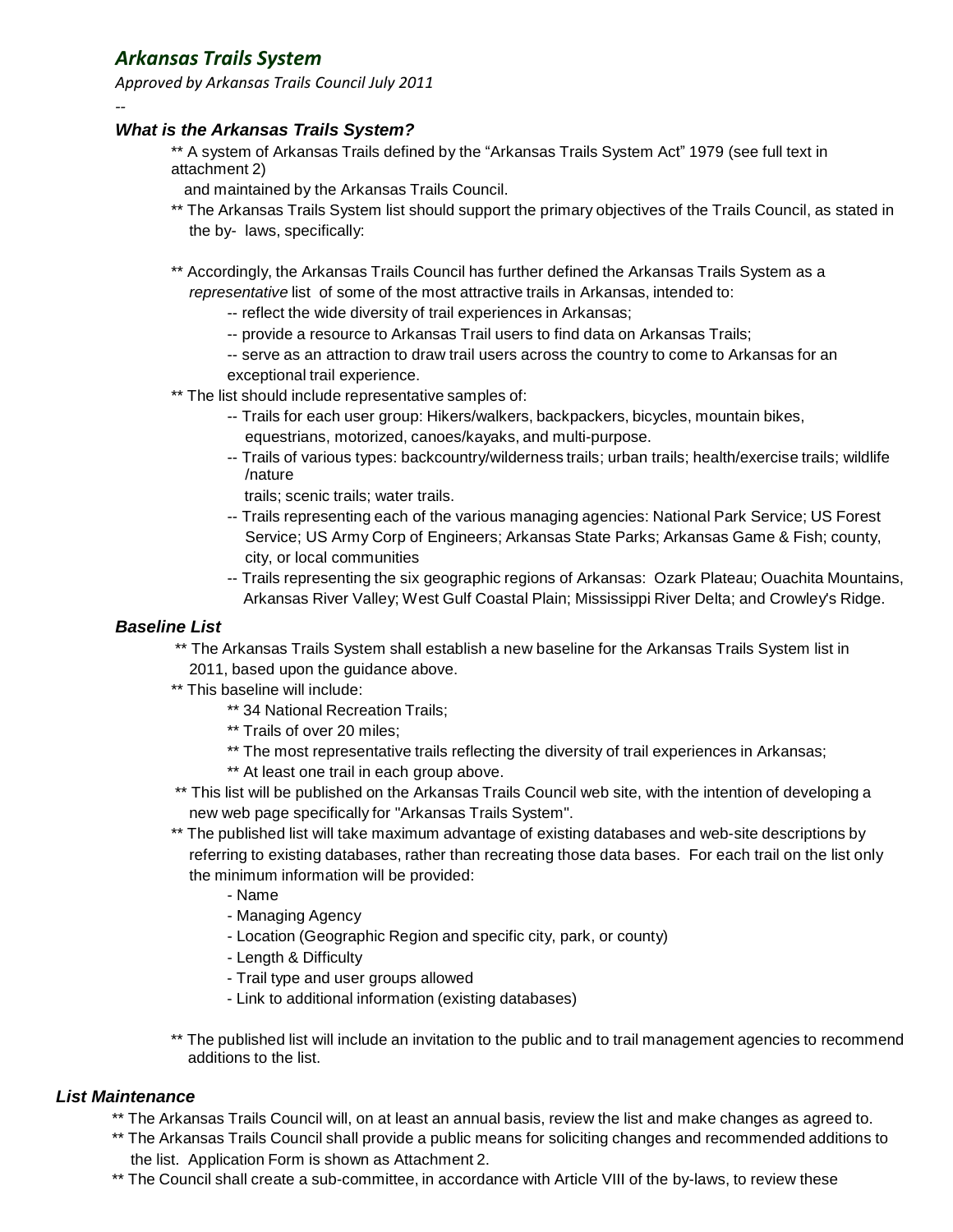## *Arkansas Trails System*

*Approved by Arkansas Trails Council July 2011*

--

### *What is the Arkansas Trails System?*

** A system of Arkansas Trails defined by the "Arkansas Trails System Act" 1979 (see full text in attachment 2) and maintained by the Arkansas Trails Council.

** The Arkansas Trails System list should support the primary objectives of the Trails Council, as stated in the by- laws, specifically:

** Accordingly, the Arkansas Trails Council has further defined the Arkansas Trails System as a *representative* list of some of the most attractive trails in Arkansas, intended to:

- -- reflect the wide diversity of trail experiences in Arkansas;
- -- provide a resource to Arkansas Trail users to find data on Arkansas Trails;
- -- serve as an attraction to draw trail users across the country to come to Arkansas for an exceptional trail experience.

** The list should include representative samples of:

- -- Trails for each user group: Hikers/walkers, backpackers, bicycles, mountain bikes, equestrians, motorized, canoes/kayaks, and multi-purpose.
- -- Trails of various types: backcountry/wilderness trails; urban trails; health/exercise trails; wildlife /nature trails; scenic trails; water trails.
- -- Trails representing each of the various managing agencies: National Park Service; US Forest Service; US Army Corp of Engineers; Arkansas State Parks; Arkansas Game & Fish; county, city, or local communities
- -- Trails representing the six geographic regions of Arkansas: Ozark Plateau; Ouachita Mountains, Arkansas River Valley; West Gulf Coastal Plain; Mississippi River Delta; and Crowley's Ridge.

### *Baseline List*

** The Arkansas Trails System shall establish a new baseline for the Arkansas Trails System list in 2011, based upon the guidance above.

** This baseline will include:

- ** 34 National Recreation Trails;
- ** Trails of over 20 miles;
- ** The most representative trails reflecting the diversity of trail experiences in Arkansas;
- ** At least one trail in each group above.

** This list will be published on the Arkansas Trails Council web site, with the intention of developing a new web page specifically for "Arkansas Trails System".

** The published list will take maximum advantage of existing databases and web-site descriptions by referring to existing databases, rather than recreating those data bases. For each trail on the list only the minimum information will be provided:

- Name
- Managing Agency
- Location (Geographic Region and specific city, park, or county)
- Length & Difficulty
- Trail type and user groups allowed
- Link to additional information (existing databases)

** The published list will include an invitation to the public and to trail management agencies to recommend additions to the list.

### *List Maintenance*

** The Arkansas Trails Council will, on at least an annual basis, review the list and make changes as agreed to.

** The Arkansas Trails Council shall provide a public means for soliciting changes and recommended additions to the list. Application Form is shown as Attachment 2.

** The Council shall create a sub-committee, in accordance with Article VIII of the by-laws, to review these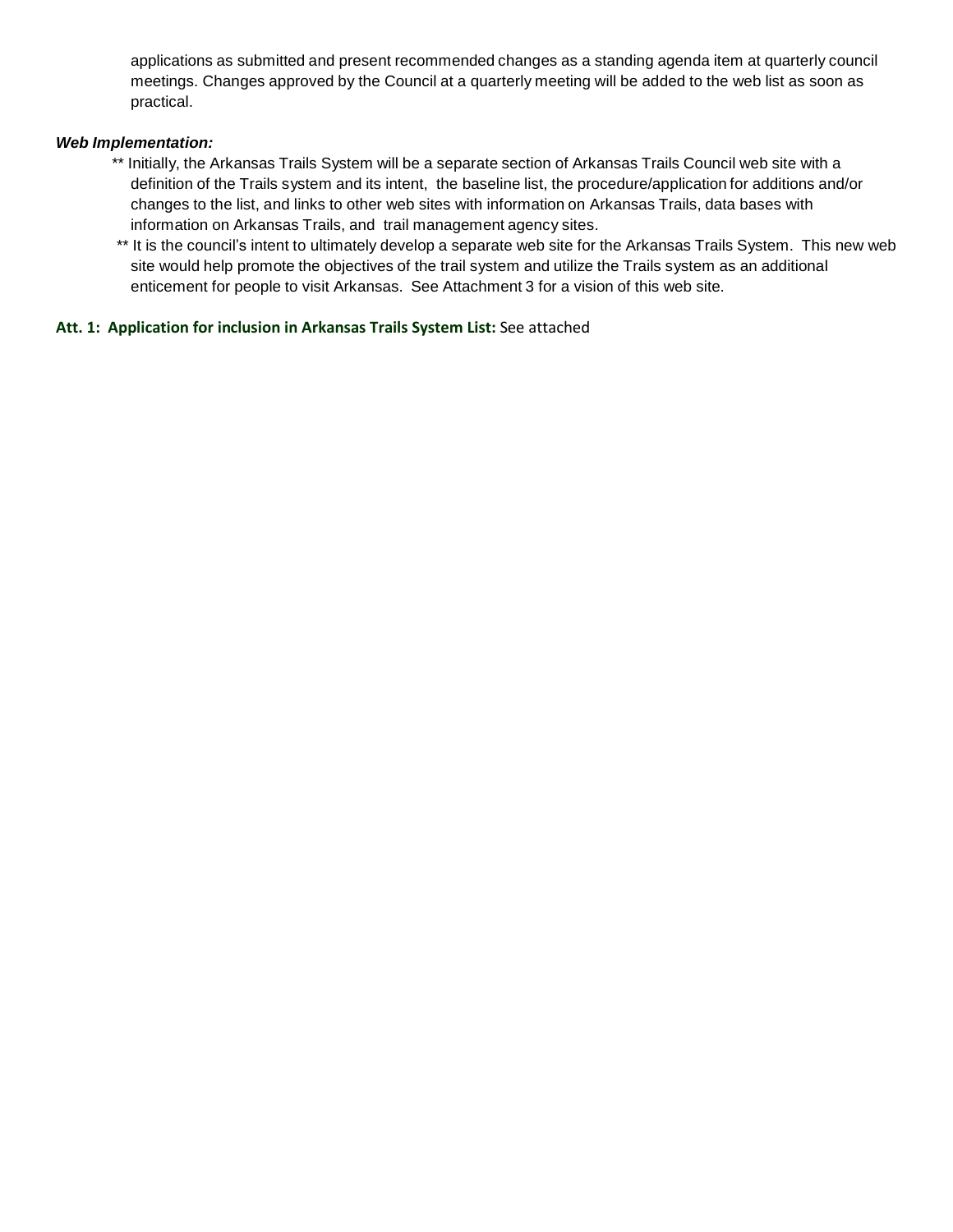applications as submitted and present recommended changes as a standing agenda item at quarterly council meetings. Changes approved by the Council at a quarterly meeting will be added to the web list as soon as practical.

***Web Implementation:***

** Initially, the Arkansas Trails System will be a separate section of Arkansas Trails Council web site with a definition of the Trails system and its intent, the baseline list, the procedure/application for additions and/or changes to the list, and links to other web sites with information on Arkansas Trails, data bases with information on Arkansas Trails, and trail management agency sites.

** It is the council's intent to ultimately develop a separate web site for the Arkansas Trails System. This new web site would help promote the objectives of the trail system and utilize the Trails system as an additional enticement for people to visit Arkansas. See Attachment 3 for a vision of this web site.

**Att. 1: Application for inclusion in Arkansas Trails System List:** See attached